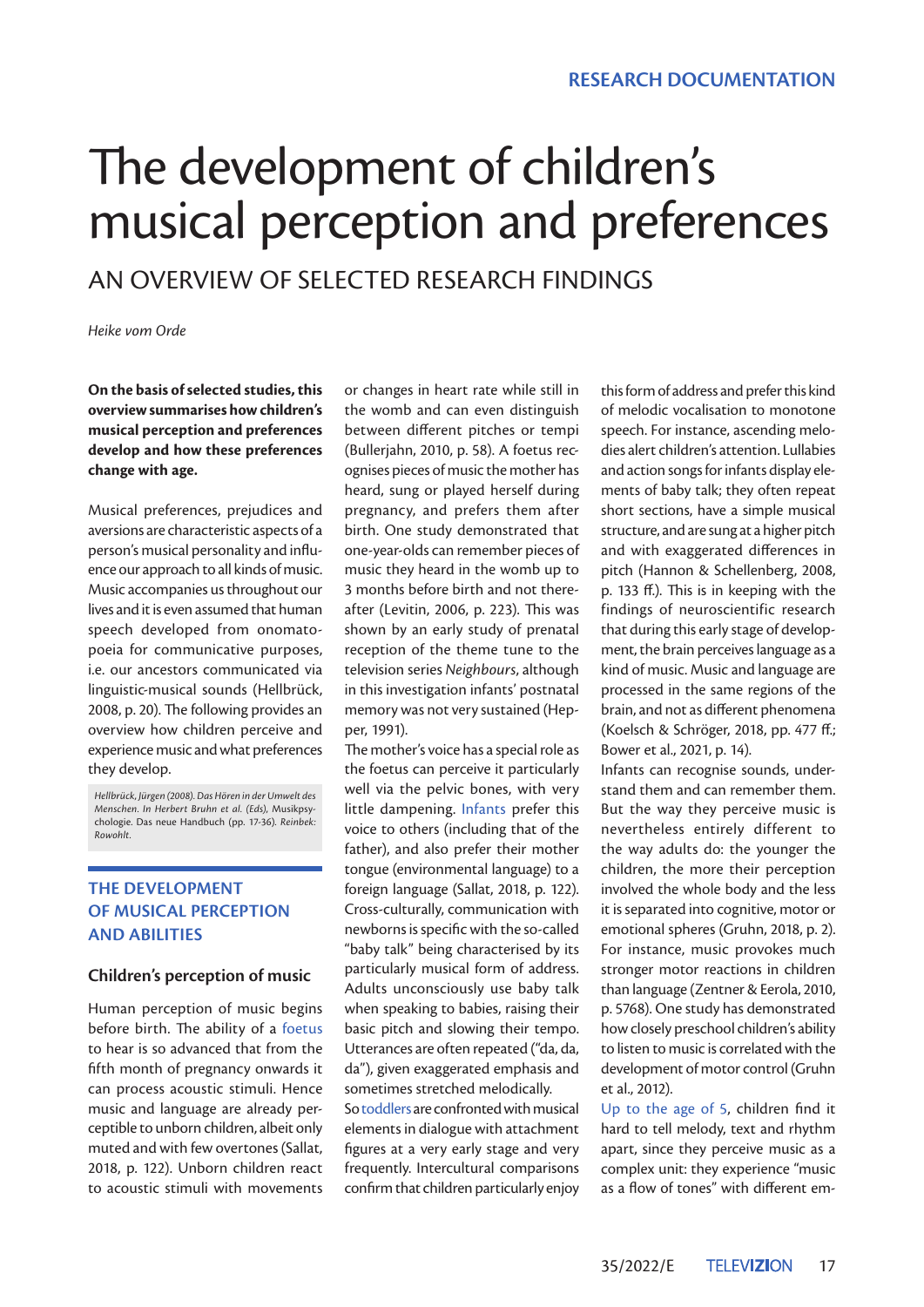RESEARCH DOCUMENTATION

# The development of children's musical perception and preferences

## AN OVERVIEW OF SELECTED RESEARCH FINDINGS

*Heike vom Orde*

**On the basis of selected studies, this overview summarises how children's musical perception and preferences develop and how these preferences change with age.**

Musical preferences, prejudices and aversions are characteristic aspects of a person's musical personality and influence our approach to all kinds of music. Music accompanies us throughout our lives and it is even assumed that human speech developed from onomatopoeia for communicative purposes, i.e. our ancestors communicated via linguistic-musical sounds (Hellbrück, 2008, p. 20). The following provides an overview how children perceive and experience music and what preferences they develop.

*Hellbrück, Jürgen (2008). Das Hören in der Umwelt des Menschen. In Herbert Bruhn et al. (Eds),* Musikpsychologie. Das neue Handbuch (pp. 17-36). *Reinbek: Rowohlt.*

## THE DEVELOPMENT OF MUSICAL PERCEPTION AND ABILITIES

### Children's perception of music

Human perception of music begins before birth. The ability of a foetus to hear is so advanced that from the fifth month of pregnancy onwards it can process acoustic stimuli. Hence music and language are already perceptible to unborn children, albeit only muted and with few overtones (Sallat, 2018, p. 122). Unborn children react to acoustic stimuli with movements or changes in heart rate while still in the womb and can even distinguish between different pitches or tempi (Bullerjahn, 2010, p. 58). A foetus recognises pieces of music the mother has heard, sung or played herself during pregnancy, and prefers them after birth. One study demonstrated that one-year-olds can remember pieces of music they heard in the womb up to 3 months before birth and not thereafter (Levitin, 2006, p. 223). This was shown by an early study of prenatal reception of the theme tune to the television series *Neighbours*, although in this investigation infants' postnatal memory was not very sustained (Hepper, 1991).

The mother's voice has a special role as the foetus can perceive it particularly well via the pelvic bones, with very little dampening. Infants prefer this voice to others (including that of the father), and also prefer their mother tongue (environmental language) to a foreign language (Sallat, 2018, p. 122). Cross-culturally, communication with newborns is specific with the so-called "baby talk" being characterised by its particularly musical form of address. Adults unconsciously use baby talk when speaking to babies, raising their basic pitch and slowing their tempo. Utterances are often repeated ("da, da, da"), given exaggerated emphasis and sometimes stretched melodically.

So toddlers are confronted with musical elements in dialogue with attachment figures at a very early stage and very frequently. Intercultural comparisons confirm that children particularly enjoy this form of address and prefer this kind of melodic vocalisation to monotone speech. For instance, ascending melodies alert children's attention. Lullabies and action songs for infants display elements of baby talk; they often repeat short sections, have a simple musical structure, and are sung at a higher pitch and with exaggerated differences in pitch (Hannon & Schellenberg, 2008, p. 133 ff.). This is in keeping with the findings of neuroscientific research that during this early stage of development, the brain perceives language as a kind of music. Music and language are processed in the same regions of the brain, and not as different phenomena (Koelsch & Schröger, 2018, pp. 477 ff.; Bower et al., 2021, p. 14).

Infants can recognise sounds, understand them and can remember them. But the way they perceive music is nevertheless entirely different to the way adults do: the younger the children, the more their perception involved the whole body and the less it is separated into cognitive, motor or emotional spheres (Gruhn, 2018, p. 2). For instance, music provokes much stronger motor reactions in children than language (Zentner & Eerola, 2010, p. 5768). One study has demonstrated how closely preschool children's ability to listen to music is correlated with the development of motor control (Gruhn et al., 2012).

Up to the age of 5, children find it hard to tell melody, text and rhythm apart, since they perceive music as a complex unit: they experience "music as a flow of tones" with different em-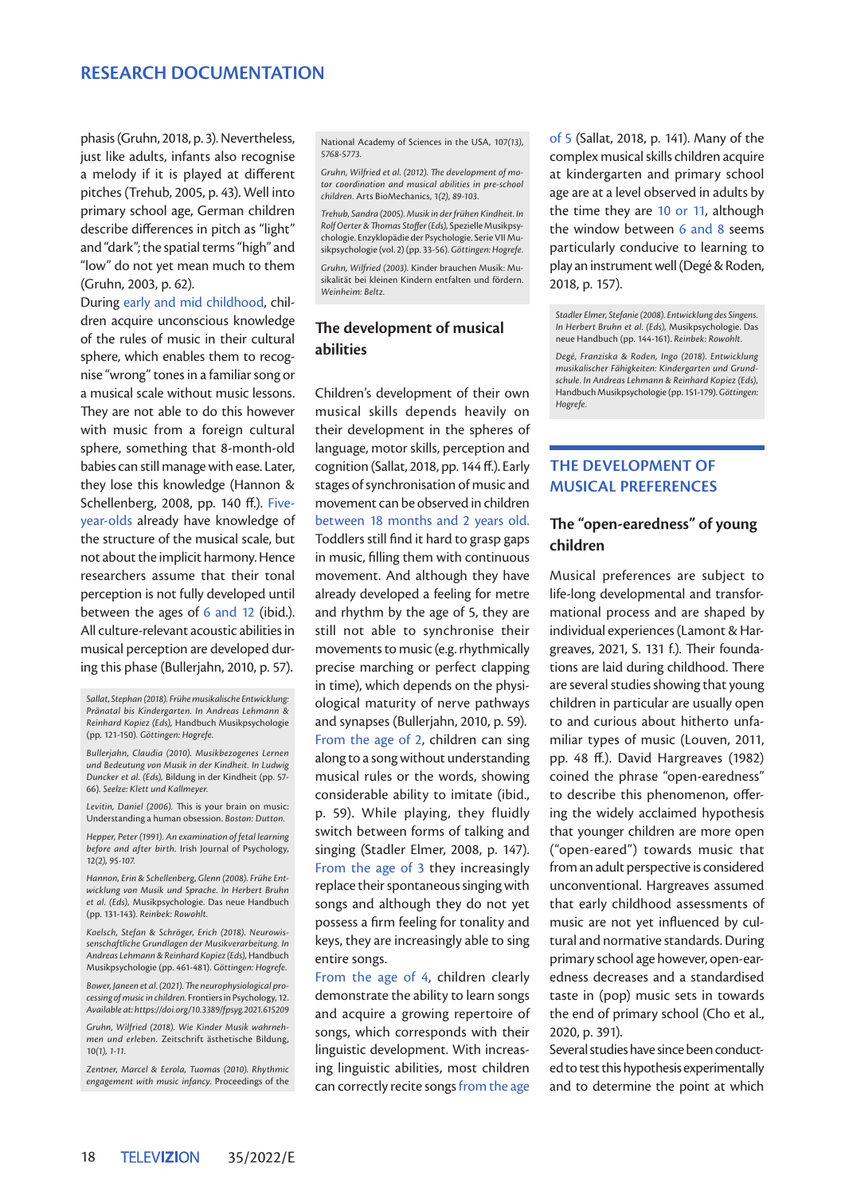phasis (Gruhn, 2018, p. 3). Nevertheless, just like adults, infants also recognise a melody if it is played at different pitches (Trehub, 2005, p. 43). Well into primary school age, German children describe differences in pitch as "light" and "dark"; the spatial terms "high" and "low" do not yet mean much to them (Gruhn, 2003, p. 62).

During early and mid childhood, children acquire unconscious knowledge of the rules of music in their cultural sphere, which enables them to recognise "wrong" tones in a familiar song or a musical scale without music lessons. They are not able to do this however with music from a foreign cultural sphere, something that 8-month-old babies can still manage with ease. Later, they lose this knowledge (Hannon & Schellenberg, 2008, pp. 140 ff.). Five-year-olds already have knowledge of the structure of the musical scale, but not about the implicit harmony. Hence researchers assume that their tonal perception is not fully developed until between the ages of 6 and 12 (ibid.). All culture-relevant acoustic abilities in musical perception are developed during this phase (Bullerjahn, 2010, p. 57).

*Sallat, Stephan (2018). Frühe musikalische Entwicklung: Pränatal bis Kindergarten. In Andreas Lehmann & Reinhard Kopiez (Eds),* Handbuch Musikpsychologie (pp. 121-150). *Göttingen: Hogrefe.*

*Bullerjahn, Claudia (2010). Musikbezogenes Lernen und Bedeutung von Musik in der Kindheit. In Ludwig Duncker et al. (Eds),* Bildung in der Kindheit (pp. 57-66). *Seelze: Klett und Kallmeyer.*

*Levitin, Daniel (2006).* This is your brain on music: Understanding a human obsession. *Boston: Dutton.*

*Hepper, Peter (1991). An examination of fetal learning before and after birth.* Irish Journal of Psychology, 12(2), 95-107.

*Hannon, Erin & Schellenberg, Glenn (2008). Frühe Entwicklung von Musik und Sprache. In Herbert Bruhn et al. (Eds),* Musikpsychologie. Das neue Handbuch (pp. 131-143). *Reinbek: Rowohlt.*

*Koelsch, Stefan & Schröger, Erich (2018). Neurowissenschaftliche Grundlagen der Musikverarbeitung. In Andreas Lehmann & Reinhard Kopiez (Eds),* Handbuch Musikpsychologie (pp. 461-481). *Göttingen: Hogrefe.*

*Bower, Janeen et al. (2021). The neurophysiological processing of music in children.* Frontiers in Psychology, 12. *Available at: https://doi.org/10.3389/fpsyg.2021.615209*

*Gruhn, Wilfried (2018). Wie Kinder Musik wahrnehmen und erleben.* Zeitschrift ästhetische Bildung, 10(1), 1-11.

*Zentner, Marcel & Eerola, Tuomas (2010). Rhythmic engagement with music infancy.* Proceedings of the National Academy of Sciences in the USA, 107(13), 5768-5773.

*Gruhn, Wilfried et al. (2012). The development of motor coordination and musical abilities in pre-school children.* Arts BioMechanics, 1(2), 89-103.

*Trehub, Sandra (2005). Musik in der frühen Kindheit. In Rolf Oerter & Thomas Stoffer (Eds),* Spezielle Musikpsychologie. Enzyklopädie der Psychologie. Serie VII Musikpsychologie (vol. 2) (pp. 33-56). *Göttingen: Hogrefe.*

*Gruhn, Wilfried (2003).* Kinder brauchen Musik: Musikalität bei kleinen Kindern entfalten und fördern. *Weinheim: Beltz.*

## The development of musical abilities

Children's development of their own musical skills depends heavily on their development in the spheres of language, motor skills, perception and cognition (Sallat, 2018, pp. 144 ff.). Early stages of synchronisation of music and movement can be observed in children between 18 months and 2 years old. Toddlers still find it hard to grasp gaps in music, filling them with continuous movement. And although they have already developed a feeling for metre and rhythm by the age of 5, they are still not able to synchronise their movements to music (e.g. rhythmically precise marching or perfect clapping in time), which depends on the physiological maturity of nerve pathways and synapses (Bullerjahn, 2010, p. 59). From the age of 2, children can sing along to a song without understanding musical rules or the words, showing considerable ability to imitate (ibid., p. 59). While playing, they fluidly switch between forms of talking and singing (Stadler Elmer, 2008, p. 147). From the age of 3 they increasingly replace their spontaneous singing with songs and although they do not yet possess a firm feeling for tonality and keys, they are increasingly able to sing entire songs.

From the age of 4, children clearly demonstrate the ability to learn songs and acquire a growing repertoire of songs, which corresponds with their linguistic development. With increasing linguistic abilities, most children can correctly recite songs from the age of 5 (Sallat, 2018, p. 141). Many of the complex musical skills children acquire at kindergarten and primary school age are at a level observed in adults by the time they are 10 or 11, although the window between 6 and 8 seems particularly conducive to learning to play an instrument well (Degé & Roden, 2018, p. 157).

*Stadler Elmer, Stefanie (2008). Entwicklung des Singens. In Herbert Bruhn et al. (Eds),* Musikpsychologie. Das neue Handbuch (pp. 144-161). *Reinbek: Rowohlt.*

*Degé, Franziska & Roden, Ingo (2018). Entwicklung musikalischer Fähigkeiten: Kindergarten und Grundschule. In Andreas Lehmann & Reinhard Kopiez (Eds),* Handbuch Musikpsychologie (pp. 151-179). *Göttingen: Hogrefe.*

# THE DEVELOPMENT OF MUSICAL PREFERENCES

## The "open-earedness" of young children

Musical preferences are subject to life-long developmental and transformational process and are shaped by individual experiences (Lamont & Hargreaves, 2021, S. 131 f.). Their foundations are laid during childhood. There are several studies showing that young children in particular are usually open to and curious about hitherto unfamiliar types of music (Louven, 2011, pp. 48 ff.). David Hargreaves (1982) coined the phrase "open-earedness" to describe this phenomenon, offering the widely acclaimed hypothesis that younger children are more open ("open-eared") towards music that from an adult perspective is considered unconventional. Hargreaves assumed that early childhood assessments of music are not yet influenced by cultural and normative standards. During primary school age however, open-earedness decreases and a standardised taste in (pop) music sets in towards the end of primary school (Cho et al., 2020, p. 391).

Several studies have since been conducted to test this hypothesis experimentally and to determine the point at which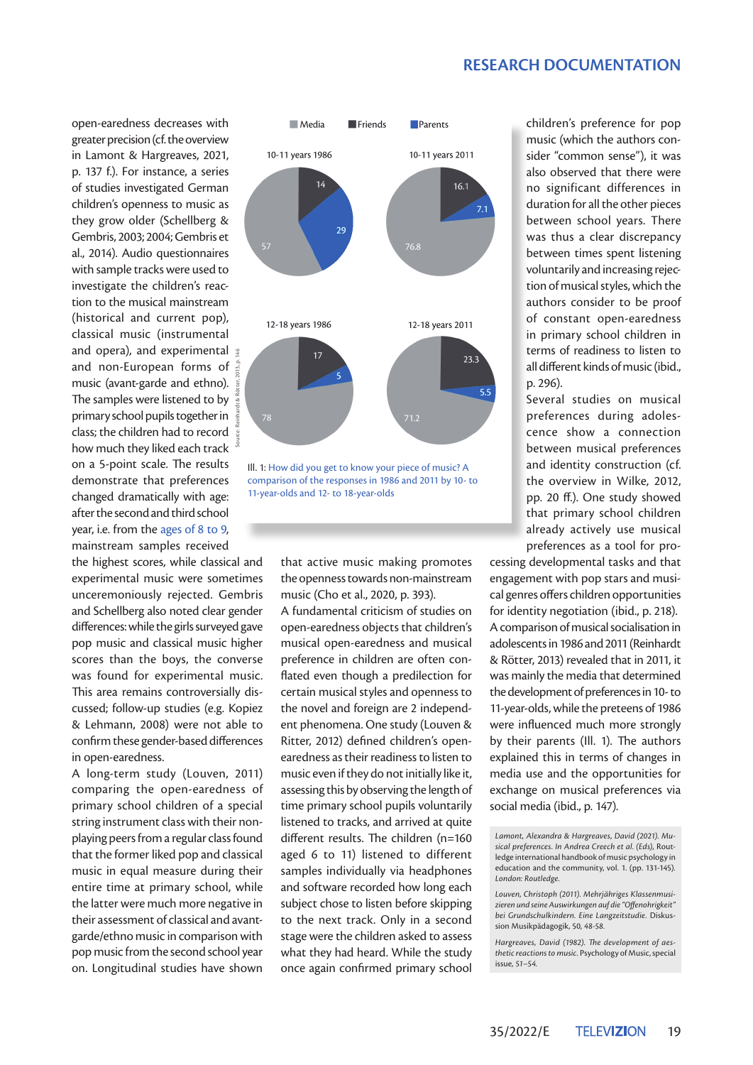open-earedness decreases with greater precision (cf. the overview in Lamont & Hargreaves, 2021, p. 137 f.). For instance, a series of studies investigated German children's openness to music as they grow older (Schellberg & Gembris, 2003; 2004; Gembris et al., 2014). Audio questionnaires with sample tracks were used to investigate the children's reaction to the musical mainstream (historical and current pop), classical music (instrumental and opera), and experimental and non-European forms of music (avant-garde and ethno). The samples were listened to by primary school pupils together in class; the children had to record how much they liked each track on a 5-point scale. The results demonstrate that preferences changed dramatically with age: after the second and third school year, i.e. from the ages of 8 to 9, mainstream samples received the highest scores, while classical and experimental music were sometimes unceremoniously rejected. Gembris and Schellberg also noted clear gender differences: while the girls surveyed gave pop music and classical music higher scores than the boys, the converse was found for experimental music. This area remains controversially discussed; follow-up studies (e.g. Kopiez & Lehmann, 2008) were not able to confirm these gender-based differences in open-earedness.

A long-term study (Louven, 2011) comparing the open-earedness of primary school children of a special string instrument class with their non-playing peers from a regular class found that the former liked pop and classical music in equal measure during their entire time at primary school, while the latter were much more negative in their assessment of classical and avant-garde/ethno music in comparison with pop music from the second school year on. Longitudinal studies have shown that active music making promotes the openness towards non-mainstream music (Cho et al., 2020, p. 393).

A fundamental criticism of studies on open-earedness objects that children's musical open-earedness and musical preference in children are often conflated even though a predilection for certain musical styles and openness to the novel and foreign are 2 independent phenomena. One study (Louven & Ritter, 2012) defined children's open-earedness as their readiness to listen to music even if they do not initially like it, assessing this by observing the length of time primary school pupils voluntarily listened to tracks, and arrived at quite different results. The children (n=160 aged 6 to 11) listened to different samples individually via headphones and software recorded how long each subject chose to listen before skipping to the next track. Only in a second stage were the children asked to assess what they had heard. While the study once again confirmed primary school children's preference for pop music (which the authors consider "common sense"), it was also observed that there were no significant differences in duration for all the other pieces between school years. There was thus a clear discrepancy between times spent listening voluntarily and increasing rejection of musical styles, which the authors consider to be proof of constant open-earedness in primary school children in terms of readiness to listen to all different kinds of music (ibid., p. 296).

Several studies on musical preferences during adolescence show a connection between musical preferences and identity construction (cf. the overview in Wilke, 2012, pp. 20 ff.). One study showed that primary school children already actively use musical preferences as a tool for processing developmental tasks and that engagement with pop stars and musical genres offers children opportunities for identity negotiation (ibid., p. 218).

A comparison of musical socialisation in adolescents in 1986 and 2011 (Reinhardt & Rötter, 2013) revealed that, in 2011, it was mainly the media that determined the development of preferences in 10- to 11-year-olds, while the preteens of 1986 were influenced much more strongly by their parents (Ill. 1). The authors explained this in terms of changes in media use and the opportunities for exchange on musical preferences via social media (ibid., p. 147).

| | Media | Friends | Parents |
|---|---|---|---|
| 10-11 years 1986 | 57 | 14 | 29 |
| 10-11 years 2011 | 76.8 | 16.1 | 7.1 |
| 12-18 years 1986 | 78 | 17 | 5 |
| 12-18 years 2011 | 71.2 | 23.3 | 5.5 |

Source: Reinhardt & Rötter, 2013, p. 146

Ill. 1: How did you get to know your piece of music? A comparison of the responses in 1986 and 2011 by 10- to 11-year-olds and 12- to 18-year-olds

*Lamont, Alexandra & Hargreaves, David (2021). Musical preferences. In Andrea Creech et al. (Eds), Routledge international handbook of music psychology in education and the community, vol. 1. (pp. 131-145). London: Routledge.*

*Louven, Christoph (2011). Mehrjähriges Klassenmusizieren und seine Auswirkungen auf die "Offenohrigkeit" bei Grundschulkindern. Eine Langzeitstudie. Diskussion Musikpädagogik, 50, 48-58.*

*Hargreaves, David (1982). The development of aesthetic reactions to music. Psychology of Music, special issue, 51–54.*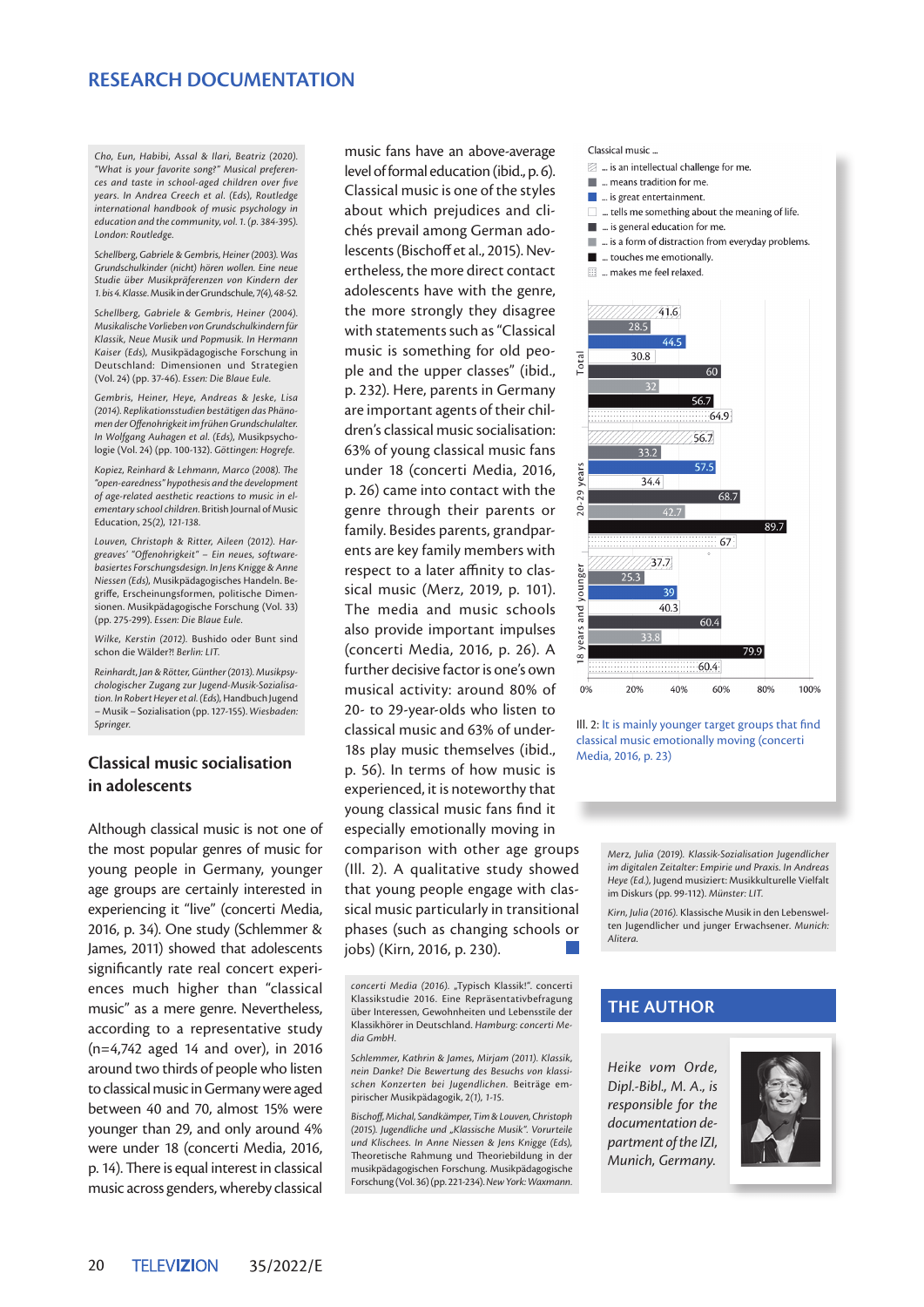# RESEARCH DOCUMENTATION

*Cho, Eun, Habibi, Assal & Ilari, Beatriz (2020). "What is your favorite song?" Musical preferences and taste in school-aged children over five years. In Andrea Creech et al. (Eds), Routledge international handbook of music psychology in education and the community, vol. 1. (p. 384-395). London: Routledge.*

*Schellberg, Gabriele & Gembris, Heiner (2003). Was Grundschulkinder (nicht) hören wollen. Eine neue Studie über Musikpräferenzen von Kindern der 1. bis 4. Klasse.* Musik in der Grundschule, 7(4), 48-52.

*Schellberg, Gabriele & Gembris, Heiner (2004). Musikalische Vorlieben von Grundschulkindern für Klassik, Neue Musik und Popmusik. In Hermann Kaiser (Eds),* Musikpädagogische Forschung in Deutschland: Dimensionen und Strategien (Vol. 24) (pp. 37-46). *Essen: Die Blaue Eule.*

*Gembris, Heiner, Heye, Andreas & Jeske, Lisa (2014). Replikationsstudien bestätigen das Phänomen der Offenohrigkeit im frühen Grundschulalter. In Wolfgang Auhagen et al. (Eds),* Musikpsychologie (Vol. 24) (pp. 100-132). *Göttingen: Hogrefe.*

*Kopiez, Reinhard & Lehmann, Marco (2008). The "open-earedness" hypothesis and the development of age-related aesthetic reactions to music in elementary school children.* British Journal of Music Education, 25(2), 121-138.

*Louven, Christoph & Ritter, Aileen (2012). Hargreaves' "Offenohrigkeit" – Ein neues, softwarebasiertes Forschungsdesign. In Jens Knigge & Anne Niessen (Eds),* Musikpädagogisches Handeln. Begriffe, Erscheinungsformen, politische Dimensionen. Musikpädagogische Forschung (Vol. 33) (pp. 275-299). *Essen: Die Blaue Eule.*

*Wilke, Kerstin (2012).* Bushido oder Bunt sind schon die Wälder?! *Berlin: LIT.*

*Reinhardt, Jan & Rötter, Günther (2013). Musikpsychologischer Zugang zur Jugend-Musik-Sozialisation. In Robert Heyer et al. (Eds),* Handbuch Jugend – Musik – Sozialisation (pp. 127-155). *Wiesbaden: Springer.*

## Classical music socialisation in adolescents

Although classical music is not one of the most popular genres of music for young people in Germany, younger age groups are certainly interested in experiencing it "live" (concerti Media, 2016, p. 34). One study (Schlemmer & James, 2011) showed that adolescents significantly rate real concert experiences much higher than "classical music" as a mere genre. Nevertheless, according to a representative study (n=4,742 aged 14 and over), in 2016 around two thirds of people who listen to classical music in Germany were aged between 40 and 70, almost 15% were younger than 29, and only around 4% were under 18 (concerti Media, 2016, p. 14). There is equal interest in classical music across genders, whereby classical music fans have an above-average level of formal education (ibid., p. 6). Classical music is one of the styles about which prejudices and clichés prevail among German adolescents (Bischoff et al., 2015). Nevertheless, the more direct contact adolescents have with the genre, the more strongly they disagree with statements such as "Classical music is something for old people and the upper classes" (ibid., p. 232). Here, parents in Germany are important agents of their children's classical music socialisation: 63% of young classical music fans under 18 (concerti Media, 2016, p. 26) came into contact with the genre through their parents or family. Besides parents, grandparents are key family members with respect to a later affinity to classical music (Merz, 2019, p. 101). The media and music schools also provide important impulses (concerti Media, 2016, p. 26). A further decisive factor is one's own musical activity: around 80% of 20- to 29-year-olds who listen to classical music and 63% of under-18s play music themselves (ibid., p. 56). In terms of how music is experienced, it is noteworthy that young classical music fans find it especially emotionally moving in comparison with other age groups (Ill. 2). A qualitative study showed that young people engage with classical music particularly in transitional phases (such as changing schools or jobs) (Kirn, 2016, p. 230).

Classical music ...

... is an intellectual challenge for me.
... means tradition for me.
... is great entertainment.
... tells me something about the meaning of life.
... is general education for me.
... is a form of distraction from everyday problems.
... touches me emotionally.
... makes me feel relaxed.

Total
41.6
28.5
44.5
30.8
60
32
56.7
64.9

20-29 years
56.7
33.2
57.5
34.4
68.7
42.7
89.7
67

18 years and younger
37.7
25.3
39
40.3
60.4
33.8
79.9
60.4

0% 20% 40% 60% 80% 100%

Ill. 2: It is mainly younger target groups that find classical music emotionally moving (concerti Media, 2016, p. 23)

*concerti Media (2016). „Typisch Klassik!". concerti Klassikstudie 2016. Eine Repräsentativbefragung über Interessen, Gewohnheiten und Lebensstile der Klassikhörer in Deutschland. Hamburg: concerti Media GmbH.*

*Schlemmer, Kathrin & James, Mirjam (2011). Klassik, nein Danke? Die Bewertung des Besuchs von klassischen Konzerten bei Jugendlichen.* Beiträge empirischer Musikpädagogik, 2(1), 1-15.

*Bischoff, Michal, Sandkämper, Tim & Louven, Christoph (2015). Jugendliche und „Klassische Musik". Vorurteile und Klischees. In Anne Niessen & Jens Knigge (Eds),* Theoretische Rahmung und Theoriebildung in der musikpädagogischen Forschung. Musikpädagogische Forschung (Vol. 36) (pp. 221-234). *New York: Waxmann.*

*Merz, Julia (2019). Klassik-Sozialisation Jugendlicher im digitalen Zeitalter: Empirie und Praxis. In Andreas Heye (Ed.),* Jugend musiziert: Musikkulturelle Vielfalt im Diskurs (pp. 99-112). *Münster: LIT.*

*Kirn, Julia (2016).* Klassische Musik in den Lebenswelten Jugendlicher und junger Erwachsener. *Munich: Alitera.*

## THE AUTHOR

*Heike vom Orde, Dipl.-Bibl., M. A., is responsible for the documentation department of the IZI, Munich, Germany.*